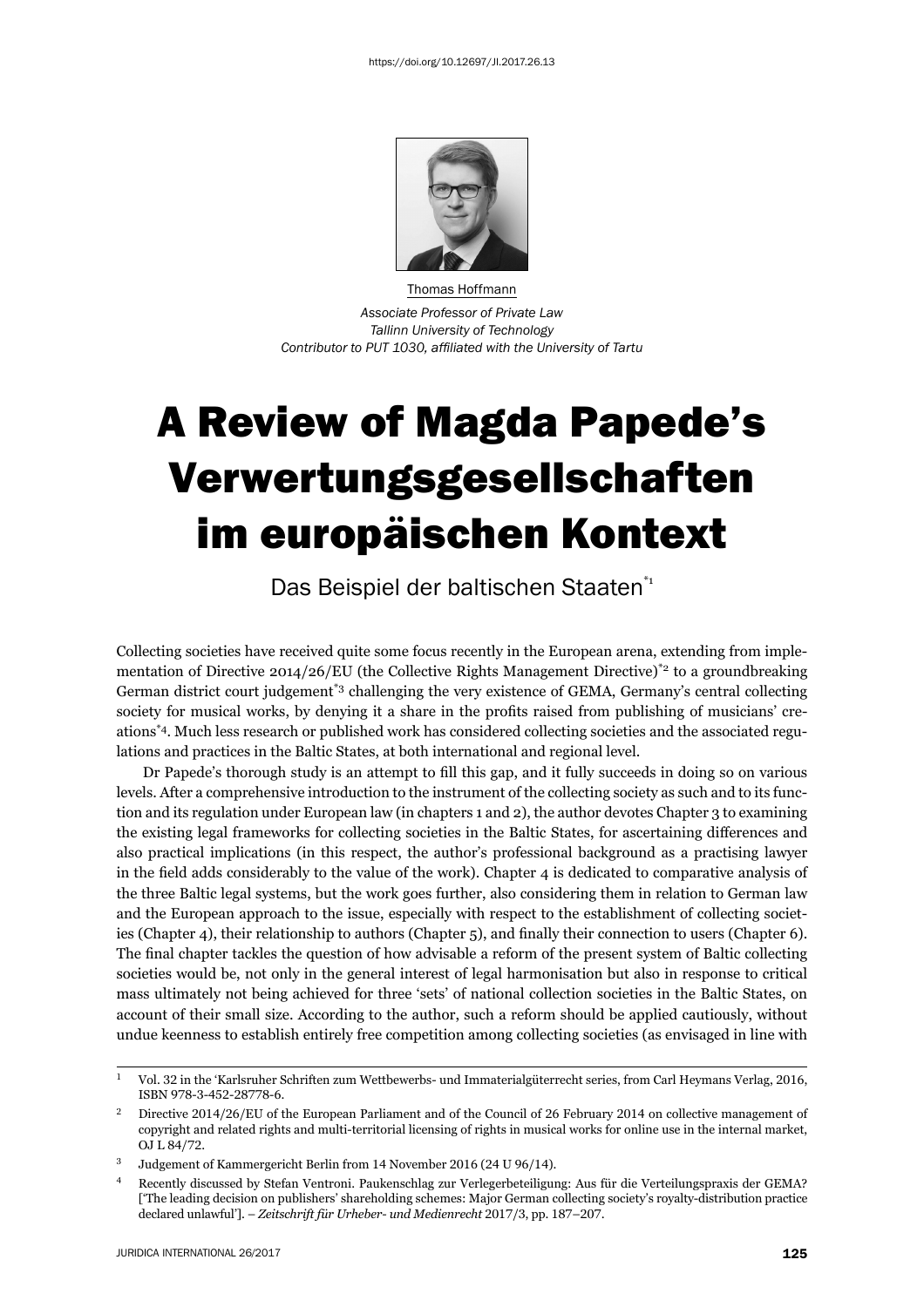https://doi.org/10.12697/JI.2017.26.13

Thomas Hoffmann

*Associate Professor of Private Law*
*Tallinn University of Technology*
*Contributor to PUT 1030, affiliated with the University of Tartu*

# A Review of Magda Papede's Verwertungsgesellschaften im europäischen Kontext

## Das Beispiel der baltischen Staaten*[1]

Collecting societies have received quite some focus recently in the European arena, extending from implementation of Directive 2014/26/EU (the Collective Rights Management Directive)*[2] to a groundbreaking German district court judgement*[3] challenging the very existence of GEMA, Germany's central collecting society for musical works, by denying it a share in the profits raised from publishing of musicians' creations*[4]. Much less research or published work has considered collecting societies and the associated regulations and practices in the Baltic States, at both international and regional level.

Dr Papede's thorough study is an attempt to fill this gap, and it fully succeeds in doing so on various levels. After a comprehensive introduction to the instrument of the collecting society as such and to its function and its regulation under European law (in chapters 1 and 2), the author devotes Chapter 3 to examining the existing legal frameworks for collecting societies in the Baltic States, for ascertaining differences and also practical implications (in this respect, the author's professional background as a practising lawyer in the field adds considerably to the value of the work). Chapter 4 is dedicated to comparative analysis of the three Baltic legal systems, but the work goes further, also considering them in relation to German law and the European approach to the issue, especially with respect to the establishment of collecting societies (Chapter 4), their relationship to authors (Chapter 5), and finally their connection to users (Chapter 6). The final chapter tackles the question of how advisable a reform of the present system of Baltic collecting societies would be, not only in the general interest of legal harmonisation but also in response to critical mass ultimately not being achieved for three 'sets' of national collection societies in the Baltic States, on account of their small size. According to the author, such a reform should be applied cautiously, without undue keenness to establish entirely free competition among collecting societies (as envisaged in line with

---

[1] Vol. 32 in the 'Karlsruher Schriften zum Wettbewerbs- und Immaterialgüterrecht series, from Carl Heymans Verlag, 2016, ISBN 978-3-452-28778-6.

[2] Directive 2014/26/EU of the European Parliament and of the Council of 26 February 2014 on collective management of copyright and related rights and multi-territorial licensing of rights in musical works for online use in the internal market, OJ L 84/72.

[3] Judgement of Kammergericht Berlin from 14 November 2016 (24 U 96/14).

[4] Recently discussed by Stefan Ventroni. Paukenschlag zur Verlegerbeteiligung: Aus für die Verteilungspraxis der GEMA? ['The leading decision on publishers' shareholding schemes: Major German collecting society's royalty-distribution practice declared unlawful']. – *Zeitschrift für Urheber- und Medienrecht* 2017/3, pp. 187–207.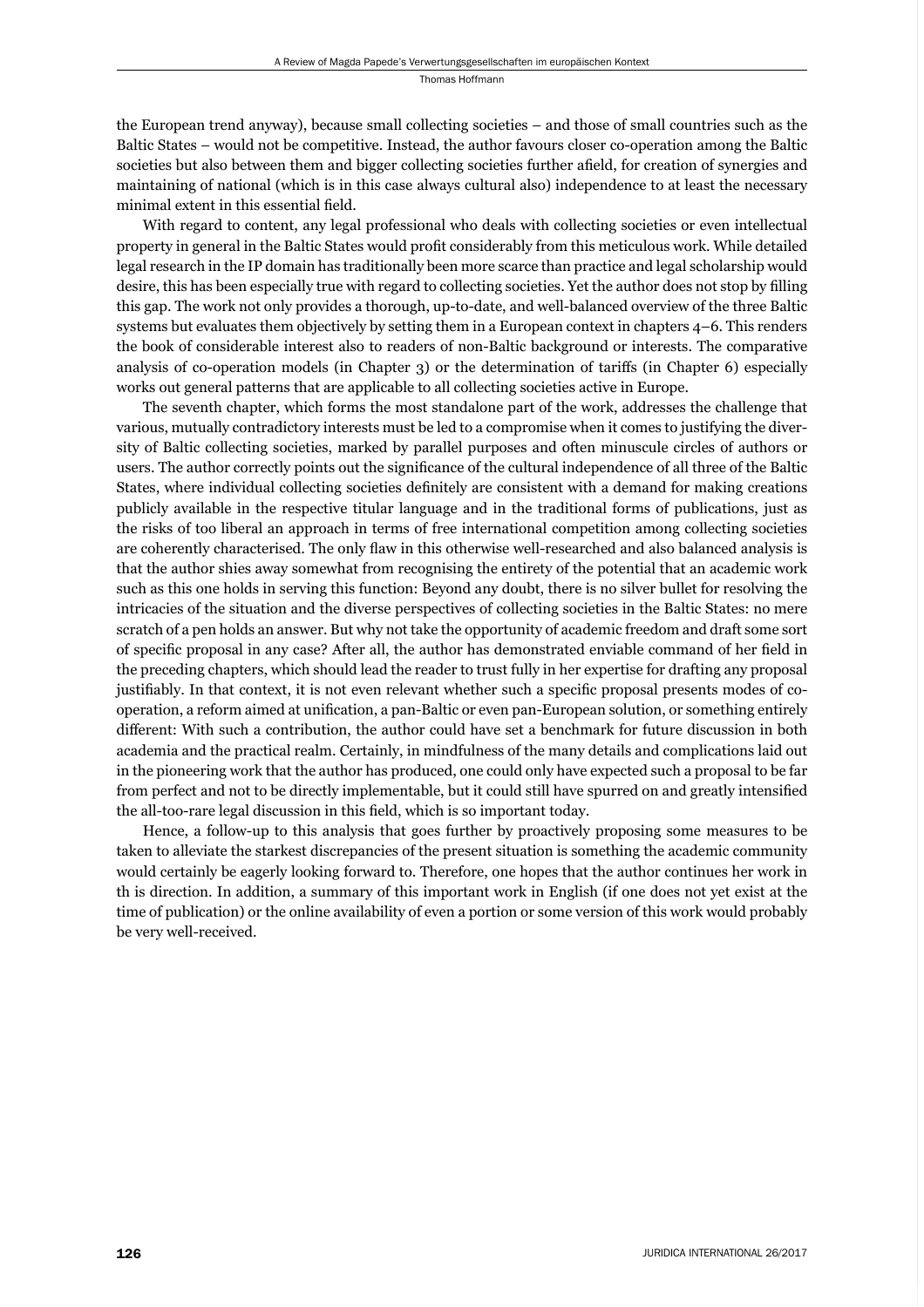the European trend anyway), because small collecting societies – and those of small countries such as the Baltic States – would not be competitive. Instead, the author favours closer co-operation among the Baltic societies but also between them and bigger collecting societies further afield, for creation of synergies and maintaining of national (which is in this case always cultural also) independence to at least the necessary minimal extent in this essential field.

With regard to content, any legal professional who deals with collecting societies or even intellectual property in general in the Baltic States would profit considerably from this meticulous work. While detailed legal research in the IP domain has traditionally been more scarce than practice and legal scholarship would desire, this has been especially true with regard to collecting societies. Yet the author does not stop by filling this gap. The work not only provides a thorough, up-to-date, and well-balanced overview of the three Baltic systems but evaluates them objectively by setting them in a European context in chapters 4–6. This renders the book of considerable interest also to readers of non-Baltic background or interests. The comparative analysis of co-operation models (in Chapter 3) or the determination of tariffs (in Chapter 6) especially works out general patterns that are applicable to all collecting societies active in Europe.

The seventh chapter, which forms the most standalone part of the work, addresses the challenge that various, mutually contradictory interests must be led to a compromise when it comes to justifying the diversity of Baltic collecting societies, marked by parallel purposes and often minuscule circles of authors or users. The author correctly points out the significance of the cultural independence of all three of the Baltic States, where individual collecting societies definitely are consistent with a demand for making creations publicly available in the respective titular language and in the traditional forms of publications, just as the risks of too liberal an approach in terms of free international competition among collecting societies are coherently characterised. The only flaw in this otherwise well-researched and also balanced analysis is that the author shies away somewhat from recognising the entirety of the potential that an academic work such as this one holds in serving this function: Beyond any doubt, there is no silver bullet for resolving the intricacies of the situation and the diverse perspectives of collecting societies in the Baltic States: no mere scratch of a pen holds an answer. But why not take the opportunity of academic freedom and draft some sort of specific proposal in any case? After all, the author has demonstrated enviable command of her field in the preceding chapters, which should lead the reader to trust fully in her expertise for drafting any proposal justifiably. In that context, it is not even relevant whether such a specific proposal presents modes of co-operation, a reform aimed at unification, a pan-Baltic or even pan-European solution, or something entirely different: With such a contribution, the author could have set a benchmark for future discussion in both academia and the practical realm. Certainly, in mindfulness of the many details and complications laid out in the pioneering work that the author has produced, one could only have expected such a proposal to be far from perfect and not to be directly implementable, but it could still have spurred on and greatly intensified the all-too-rare legal discussion in this field, which is so important today.

Hence, a follow-up to this analysis that goes further by proactively proposing some measures to be taken to alleviate the starkest discrepancies of the present situation is something the academic community would certainly be eagerly looking forward to. Therefore, one hopes that the author continues her work in th is direction. In addition, a summary of this important work in English (if one does not yet exist at the time of publication) or the online availability of even a portion or some version of this work would probably be very well-received.